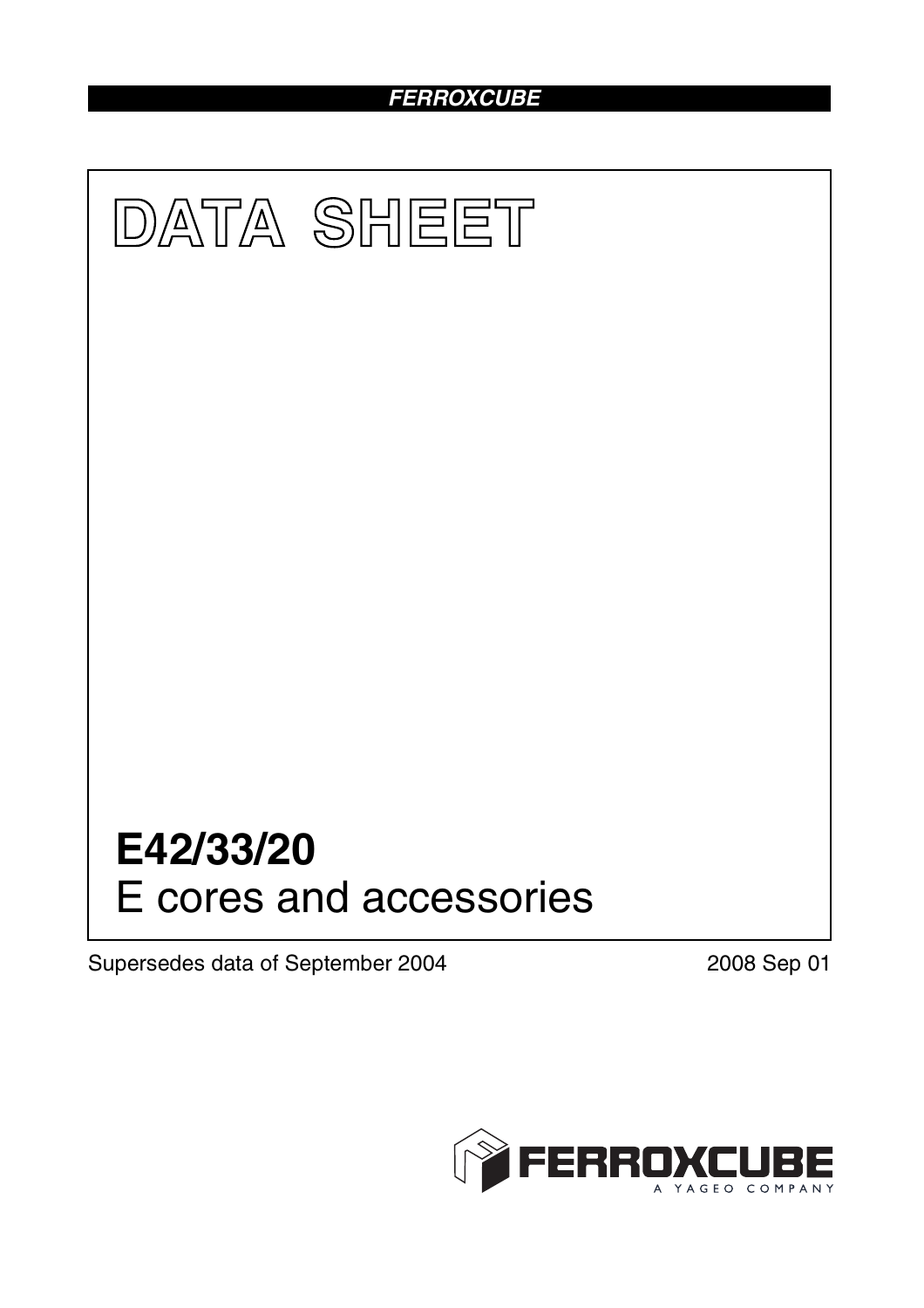FERROXCUBE

# DATA SHEET

# E42/33/20
E cores and accessories

Supersedes data of September 2004

2008 Sep 01

FERROXCUBE
A YAGEO COMPANY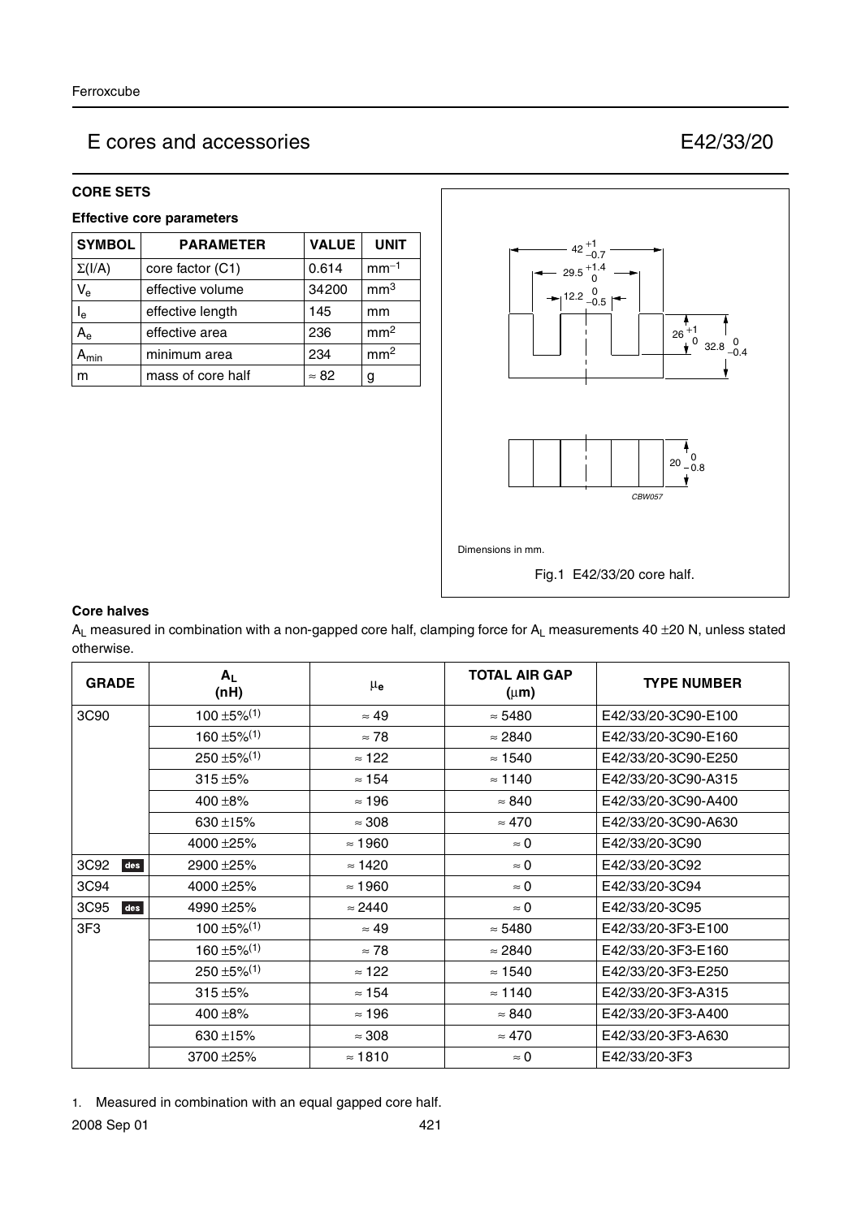## E cores and accessories — E42/33/20

### CORE SETS

#### Effective core parameters

| SYMBOL | PARAMETER | VALUE | UNIT |
|---|---|---|---|
| $\Sigma(I/A)$ | core factor (C1) | 0.614 | $mm^{-1}$ |
| $V_e$ | effective volume | 34200 | $mm^3$ |
| $l_e$ | effective length | 145 | mm |
| $A_e$ | effective area | 236 | $mm^2$ |
| $A_{min}$ | minimum area | 234 | $mm^2$ |
| m | mass of core half | ≈ 82 | g |

Dimensions in mm.

Fig.1 E42/33/20 core half.

### Core halves

$A_L$ measured in combination with a non-gapped core half, clamping force for $A_L$ measurements 40 ±20 N, unless stated otherwise.

| GRADE | $A_L$ (nH) | $\mu_e$ | TOTAL AIR GAP (μm) | TYPE NUMBER |
|---|---|---|---|---|
| 3C90 | 100 ±5%(1) | ≈ 49 | ≈ 5480 | E42/33/20-3C90-E100 |
| | 160 ±5%(1) | ≈ 78 | ≈ 2840 | E42/33/20-3C90-E160 |
| | 250 ±5%(1) | ≈ 122 | ≈ 1540 | E42/33/20-3C90-E250 |
| | 315 ±5% | ≈ 154 | ≈ 1140 | E42/33/20-3C90-A315 |
| | 400 ±8% | ≈ 196 | ≈ 840 | E42/33/20-3C90-A400 |
| | 630 ±15% | ≈ 308 | ≈ 470 | E42/33/20-3C90-A630 |
| | 4000 ±25% | ≈ 1960 | ≈ 0 | E42/33/20-3C90 |
| 3C92 des | 2900 ±25% | ≈ 1420 | ≈ 0 | E42/33/20-3C92 |
| 3C94 | 4000 ±25% | ≈ 1960 | ≈ 0 | E42/33/20-3C94 |
| 3C95 des | 4990 ±25% | ≈ 2440 | ≈ 0 | E42/33/20-3C95 |
| 3F3 | 100 ±5%(1) | ≈ 49 | ≈ 5480 | E42/33/20-3F3-E100 |
| | 160 ±5%(1) | ≈ 78 | ≈ 2840 | E42/33/20-3F3-E160 |
| | 250 ±5%(1) | ≈ 122 | ≈ 1540 | E42/33/20-3F3-E250 |
| | 315 ±5% | ≈ 154 | ≈ 1140 | E42/33/20-3F3-A315 |
| | 400 ±8% | ≈ 196 | ≈ 840 | E42/33/20-3F3-A400 |
| | 630 ±15% | ≈ 308 | ≈ 470 | E42/33/20-3F3-A630 |
| | 3700 ±25% | ≈ 1810 | ≈ 0 | E42/33/20-3F3 |

1. Measured in combination with an equal gapped core half.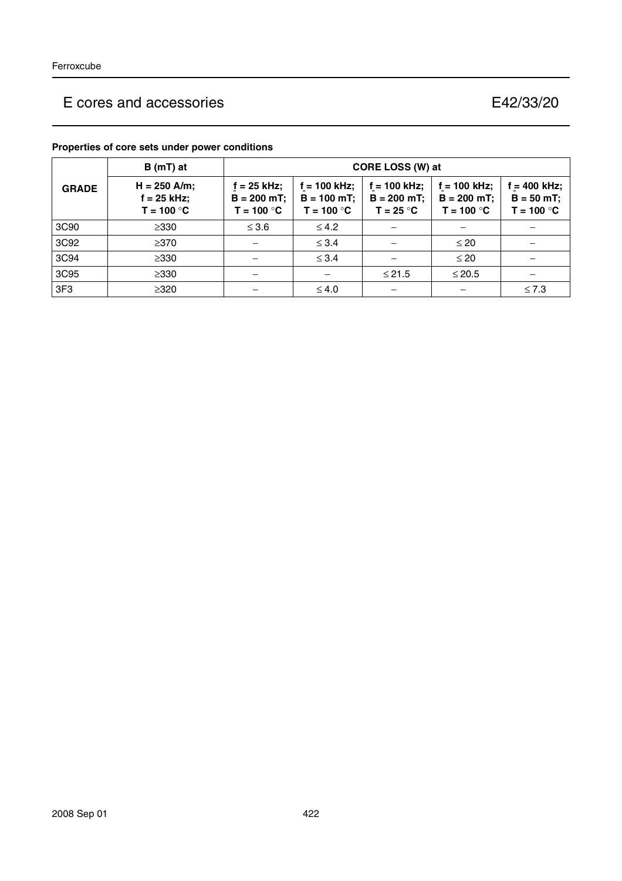### Properties of core sets under power conditions

| GRADE | B (mT) at | CORE LOSS (W) at | | | | |
|---|---|---|---|---|---|---|
| | H = 250 A/m; f = 25 kHz; T = 100 °C | f = 25 kHz; $\hat{B}$ = 200 mT; T = 100 °C | f = 100 kHz; $\hat{B}$ = 100 mT; T = 100 °C | f = 100 kHz; $\hat{B}$ = 200 mT; T = 25 °C | f = 100 kHz; $\hat{B}$ = 200 mT; T = 100 °C | f = 400 kHz; $\hat{B}$ = 50 mT; T = 100 °C |
| 3C90 | ≥330 | ≤ 3.6 | ≤ 4.2 | − | − | − |
| 3C92 | ≥370 | − | ≤ 3.4 | − | ≤ 20 | − |
| 3C94 | ≥330 | − | ≤ 3.4 | − | ≤ 20 | − |
| 3C95 | ≥330 | − | − | ≤ 21.5 | ≤ 20.5 | − |
| 3F3 | ≥320 | − | ≤ 4.0 | − | − | ≤ 7.3 |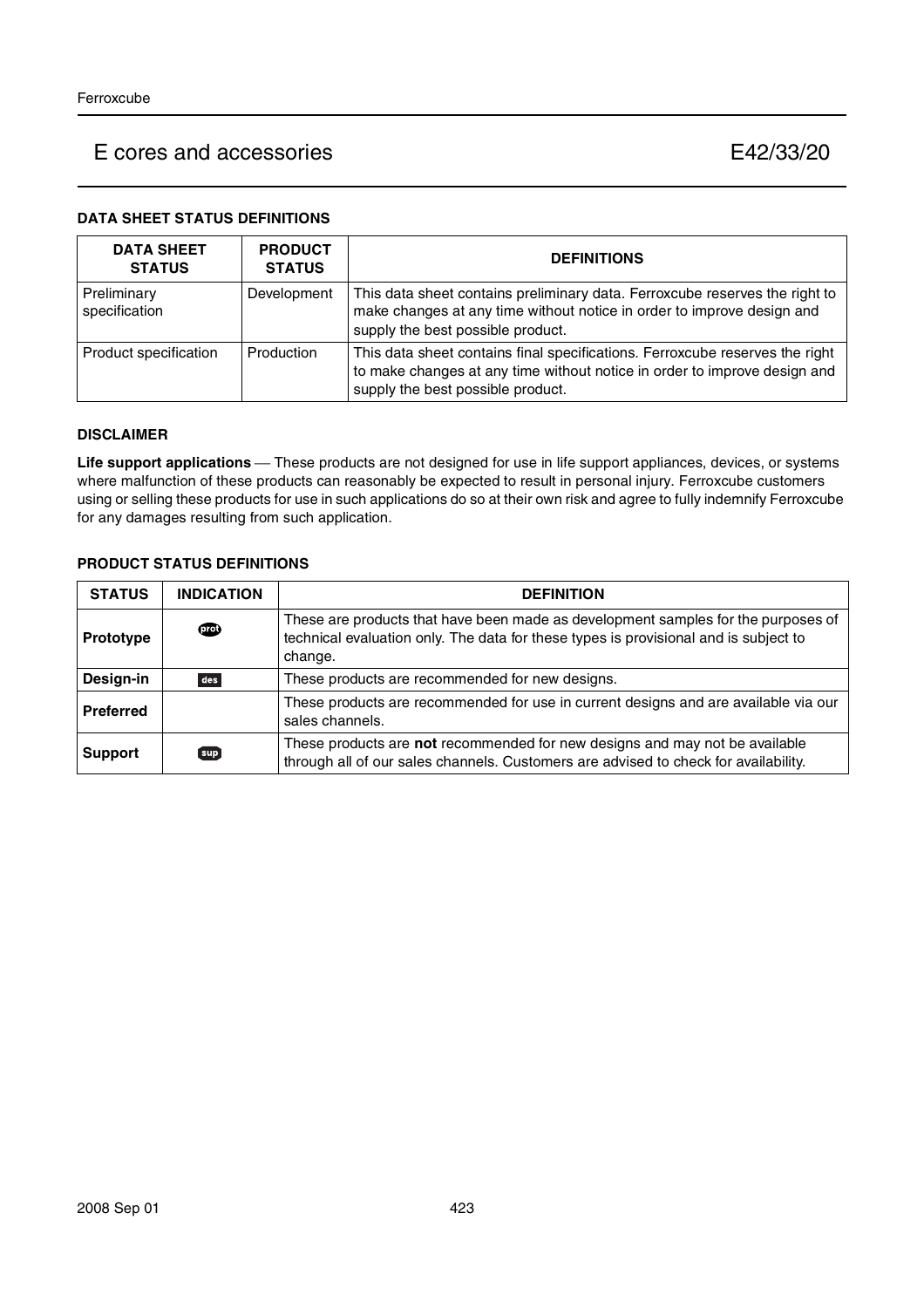## DATA SHEET STATUS DEFINITIONS

| DATA SHEET STATUS | PRODUCT STATUS | DEFINITIONS |
|---|---|---|
| Preliminary specification | Development | This data sheet contains preliminary data. Ferroxcube reserves the right to make changes at any time without notice in order to improve design and supply the best possible product. |
| Product specification | Production | This data sheet contains final specifications. Ferroxcube reserves the right to make changes at any time without notice in order to improve design and supply the best possible product. |

## DISCLAIMER

**Life support applications** — These products are not designed for use in life support appliances, devices, or systems where malfunction of these products can reasonably be expected to result in personal injury. Ferroxcube customers using or selling these products for use in such applications do so at their own risk and agree to fully indemnify Ferroxcube for any damages resulting from such application.

## PRODUCT STATUS DEFINITIONS

| STATUS | INDICATION | DEFINITION |
|---|---|---|
| **Prototype** | prot | These are products that have been made as development samples for the purposes of technical evaluation only. The data for these types is provisional and is subject to change. |
| **Design-in** | des | These products are recommended for new designs. |
| **Preferred** | | These products are recommended for use in current designs and are available via our sales channels. |
| **Support** | sup | These products are **not** recommended for new designs and may not be available through all of our sales channels. Customers are advised to check for availability. |